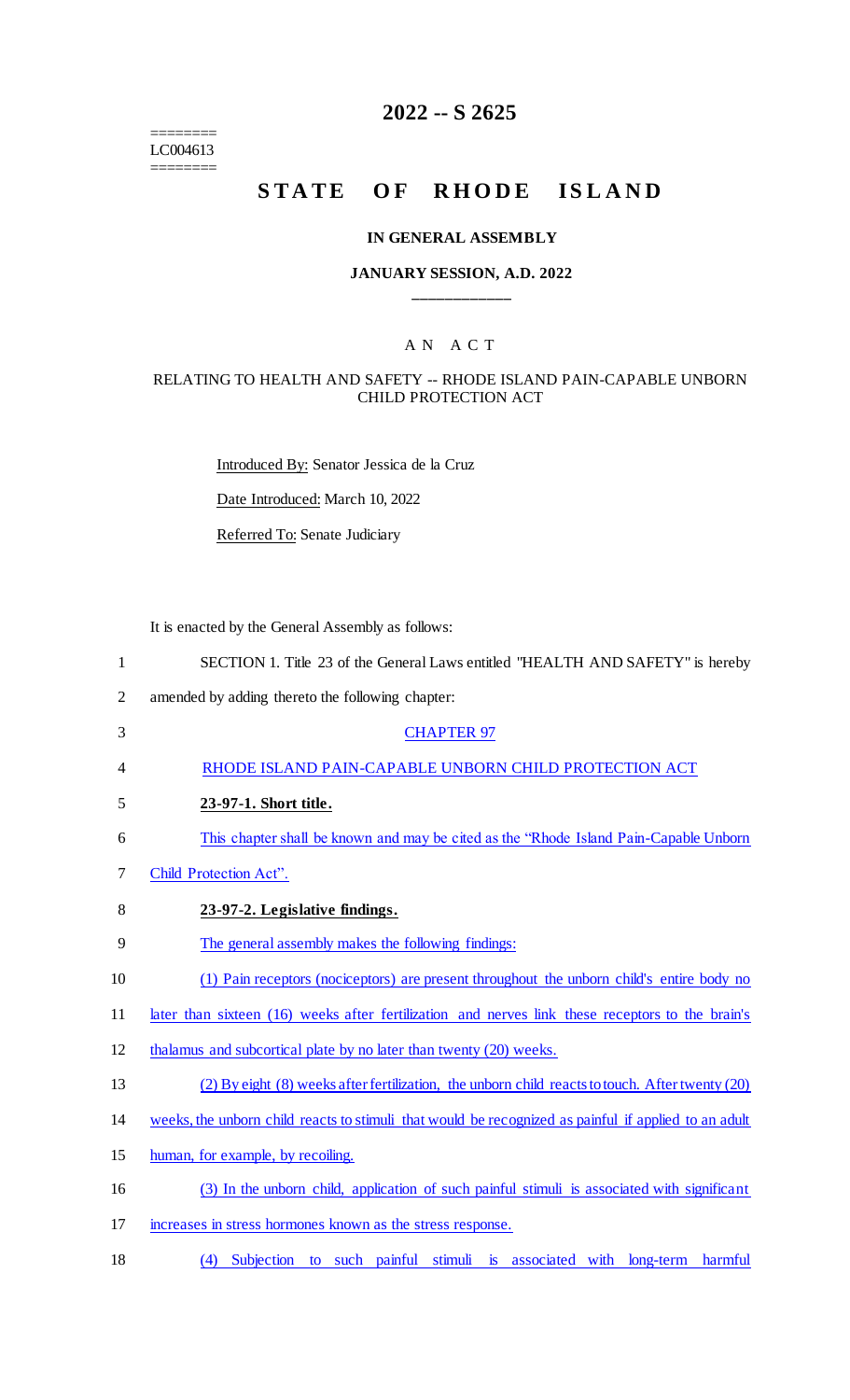========
LC004613
========

# 2022 -- S 2625

# STATE OF RHODE ISLAND

### IN GENERAL ASSEMBLY

### JANUARY SESSION, A.D. 2022

____________

### A N A C T

### RELATING TO HEALTH AND SAFETY -- RHODE ISLAND PAIN-CAPABLE UNBORN CHILD PROTECTION ACT

Introduced By: Senator Jessica de la Cruz

Date Introduced: March 10, 2022

Referred To: Senate Judiciary

It is enacted by the General Assembly as follows:

1 SECTION 1. Title 23 of the General Laws entitled "HEALTH AND SAFETY" is hereby
2 amended by adding thereto the following chapter:

3 CHAPTER 97

4 RHODE ISLAND PAIN-CAPABLE UNBORN CHILD PROTECTION ACT

5 **23-97-1. Short title.**

6 This chapter shall be known and may be cited as the "Rhode Island Pain-Capable Unborn
7 Child Protection Act".

8 **23-97-2. Legislative findings.**

9 The general assembly makes the following findings:

10 (1) Pain receptors (nociceptors) are present throughout the unborn child's entire body no
11 later than sixteen (16) weeks after fertilization and nerves link these receptors to the brain's
12 thalamus and subcortical plate by no later than twenty (20) weeks.

13 (2) By eight (8) weeks after fertilization, the unborn child reacts to touch. After twenty (20)
14 weeks, the unborn child reacts to stimuli that would be recognized as painful if applied to an adult
15 human, for example, by recoiling.

16 (3) In the unborn child, application of such painful stimuli is associated with significant
17 increases in stress hormones known as the stress response.

18 (4) Subjection to such painful stimuli is associated with long-term harmful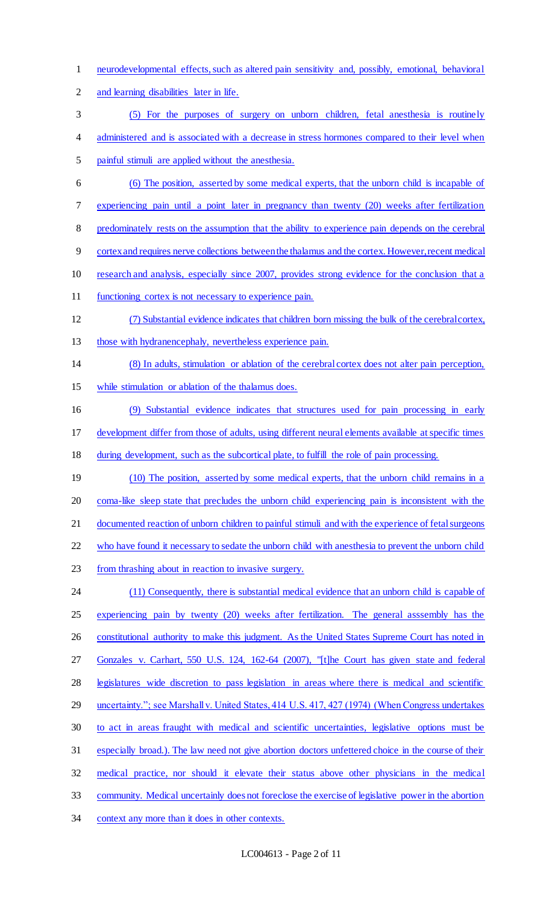neurodevelopmental effects, such as altered pain sensitivity and, possibly, emotional, behavioral and learning disabilities later in life.

(5) For the purposes of surgery on unborn children, fetal anesthesia is routinely administered and is associated with a decrease in stress hormones compared to their level when painful stimuli are applied without the anesthesia.

(6) The position, asserted by some medical experts, that the unborn child is incapable of experiencing pain until a point later in pregnancy than twenty (20) weeks after fertilization predominately rests on the assumption that the ability to experience pain depends on the cerebral cortex and requires nerve collections between the thalamus and the cortex. However, recent medical research and analysis, especially since 2007, provides strong evidence for the conclusion that a functioning cortex is not necessary to experience pain.

(7) Substantial evidence indicates that children born missing the bulk of the cerebral cortex, those with hydranencephaly, nevertheless experience pain.

(8) In adults, stimulation or ablation of the cerebral cortex does not alter pain perception, while stimulation or ablation of the thalamus does.

(9) Substantial evidence indicates that structures used for pain processing in early development differ from those of adults, using different neural elements available at specific times during development, such as the subcortical plate, to fulfill the role of pain processing.

(10) The position, asserted by some medical experts, that the unborn child remains in a coma-like sleep state that precludes the unborn child experiencing pain is inconsistent with the documented reaction of unborn children to painful stimuli and with the experience of fetal surgeons who have found it necessary to sedate the unborn child with anesthesia to prevent the unborn child from thrashing about in reaction to invasive surgery.

(11) Consequently, there is substantial medical evidence that an unborn child is capable of experiencing pain by twenty (20) weeks after fertilization. The general asssembly has the constitutional authority to make this judgment. As the United States Supreme Court has noted in Gonzales v. Carhart, 550 U.S. 124, 162-64 (2007), "[t]he Court has given state and federal legislatures wide discretion to pass legislation in areas where there is medical and scientific uncertainty."; see Marshall v. United States, 414 U.S. 417, 427 (1974) (When Congress undertakes to act in areas fraught with medical and scientific uncertainties, legislative options must be especially broad.). The law need not give abortion doctors unfettered choice in the course of their medical practice, nor should it elevate their status above other physicians in the medical community. Medical uncertainly does not foreclose the exercise of legislative power in the abortion context any more than it does in other contexts.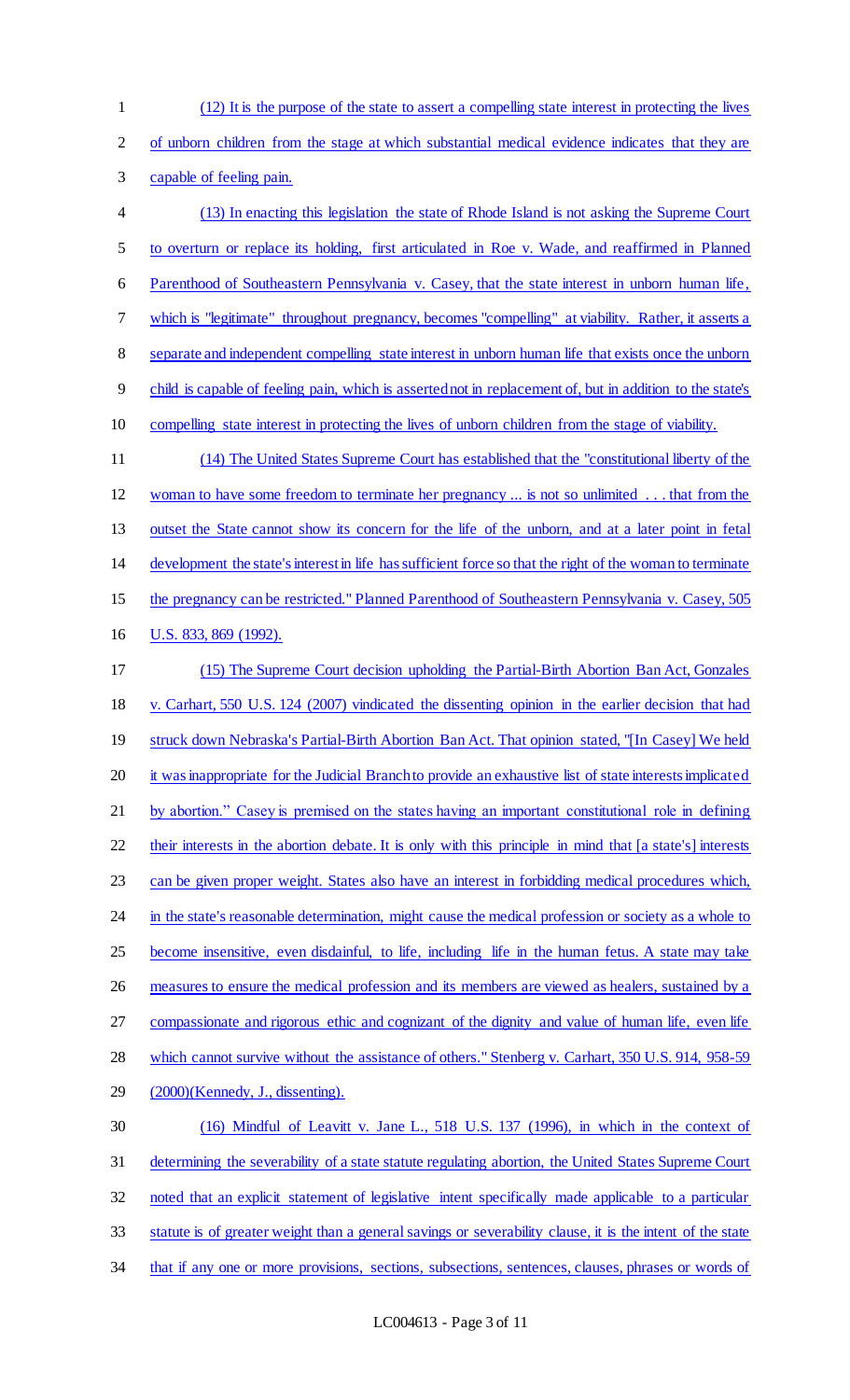(12) It is the purpose of the state to assert a compelling state interest in protecting the lives of unborn children from the stage at which substantial medical evidence indicates that they are capable of feeling pain.

(13) In enacting this legislation the state of Rhode Island is not asking the Supreme Court to overturn or replace its holding, first articulated in Roe v. Wade, and reaffirmed in Planned Parenthood of Southeastern Pennsylvania v. Casey, that the state interest in unborn human life, which is "legitimate" throughout pregnancy, becomes "compelling" at viability. Rather, it asserts a separate and independent compelling state interest in unborn human life that exists once the unborn child is capable of feeling pain, which is asserted not in replacement of, but in addition to the state's compelling state interest in protecting the lives of unborn children from the stage of viability.

(14) The United States Supreme Court has established that the "constitutional liberty of the woman to have some freedom to terminate her pregnancy ... is not so unlimited . . . that from the outset the State cannot show its concern for the life of the unborn, and at a later point in fetal development the state's interest in life has sufficient force so that the right of the woman to terminate the pregnancy can be restricted." Planned Parenthood of Southeastern Pennsylvania v. Casey, 505 U.S. 833, 869 (1992).

(15) The Supreme Court decision upholding the Partial-Birth Abortion Ban Act, Gonzales v. Carhart, 550 U.S. 124 (2007) vindicated the dissenting opinion in the earlier decision that had struck down Nebraska's Partial-Birth Abortion Ban Act. That opinion stated, "[In Casey] We held it was inappropriate for the Judicial Branch to provide an exhaustive list of state interests implicated by abortion." Casey is premised on the states having an important constitutional role in defining their interests in the abortion debate. It is only with this principle in mind that [a state's] interests can be given proper weight. States also have an interest in forbidding medical procedures which, in the state's reasonable determination, might cause the medical profession or society as a whole to become insensitive, even disdainful, to life, including life in the human fetus. A state may take measures to ensure the medical profession and its members are viewed as healers, sustained by a compassionate and rigorous ethic and cognizant of the dignity and value of human life, even life which cannot survive without the assistance of others." Stenberg v. Carhart, 350 U.S. 914, 958-59 (2000)(Kennedy, J., dissenting).

(16) Mindful of Leavitt v. Jane L., 518 U.S. 137 (1996), in which in the context of determining the severability of a state statute regulating abortion, the United States Supreme Court noted that an explicit statement of legislative intent specifically made applicable to a particular statute is of greater weight than a general savings or severability clause, it is the intent of the state that if any one or more provisions, sections, subsections, sentences, clauses, phrases or words of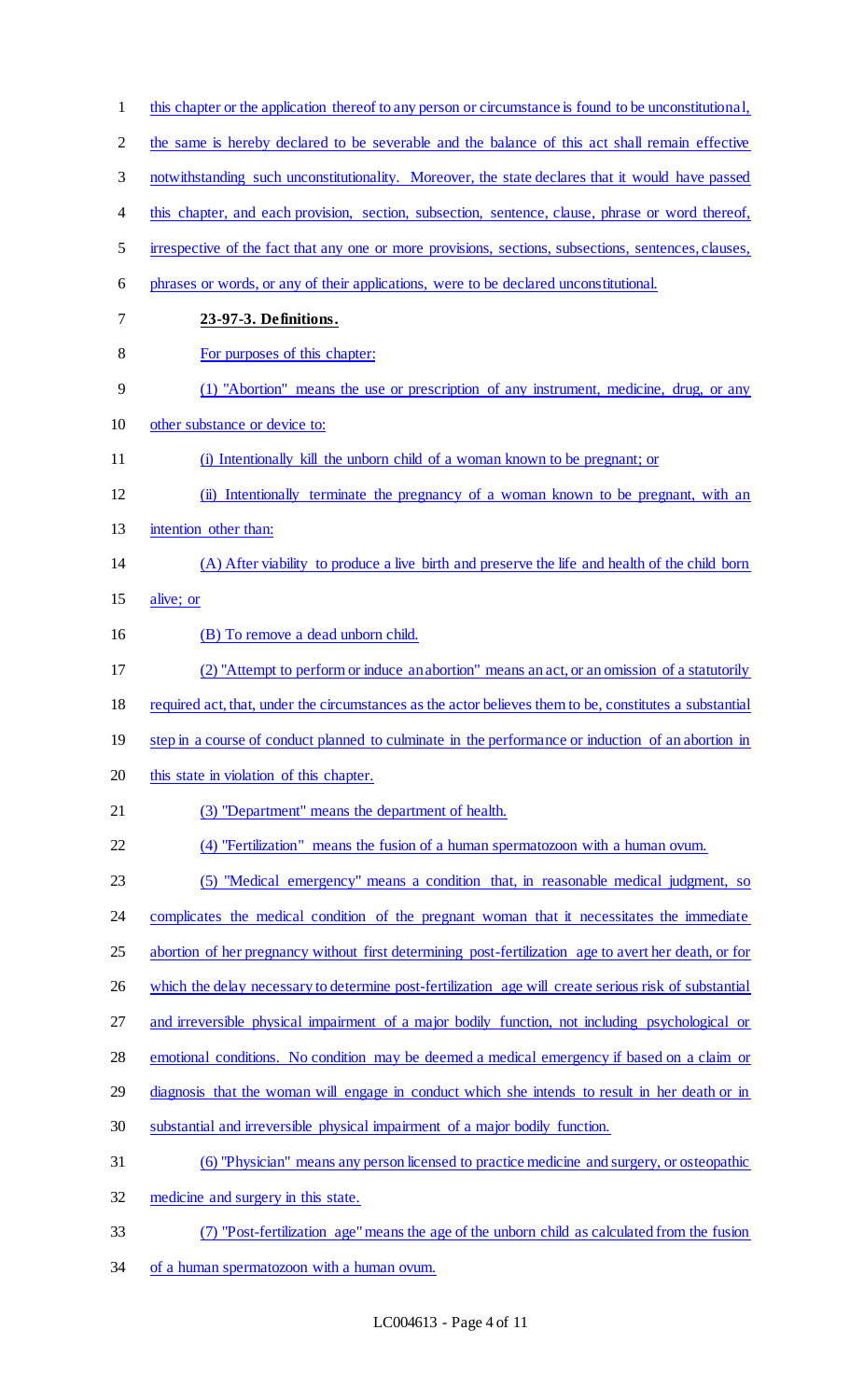this chapter or the application thereof to any person or circumstance is found to be unconstitutional, the same is hereby declared to be severable and the balance of this act shall remain effective notwithstanding such unconstitutionality. Moreover, the state declares that it would have passed this chapter, and each provision, section, subsection, sentence, clause, phrase or word thereof, irrespective of the fact that any one or more provisions, sections, subsections, sentences, clauses, phrases or words, or any of their applications, were to be declared unconstitutional.

**23-97-3. Definitions.**

For purposes of this chapter:

(1) "Abortion" means the use or prescription of any instrument, medicine, drug, or any other substance or device to:

(i) Intentionally kill the unborn child of a woman known to be pregnant; or

(ii) Intentionally terminate the pregnancy of a woman known to be pregnant, with an intention other than:

(A) After viability to produce a live birth and preserve the life and health of the child born alive; or

(B) To remove a dead unborn child.

(2) "Attempt to perform or induce an abortion" means an act, or an omission of a statutorily required act, that, under the circumstances as the actor believes them to be, constitutes a substantial step in a course of conduct planned to culminate in the performance or induction of an abortion in this state in violation of this chapter.

(3) "Department" means the department of health.

(4) "Fertilization" means the fusion of a human spermatozoon with a human ovum.

(5) "Medical emergency" means a condition that, in reasonable medical judgment, so complicates the medical condition of the pregnant woman that it necessitates the immediate abortion of her pregnancy without first determining post-fertilization age to avert her death, or for which the delay necessary to determine post-fertilization age will create serious risk of substantial and irreversible physical impairment of a major bodily function, not including psychological or emotional conditions. No condition may be deemed a medical emergency if based on a claim or diagnosis that the woman will engage in conduct which she intends to result in her death or in substantial and irreversible physical impairment of a major bodily function.

(6) "Physician" means any person licensed to practice medicine and surgery, or osteopathic medicine and surgery in this state.

(7) "Post-fertilization age" means the age of the unborn child as calculated from the fusion of a human spermatozoon with a human ovum.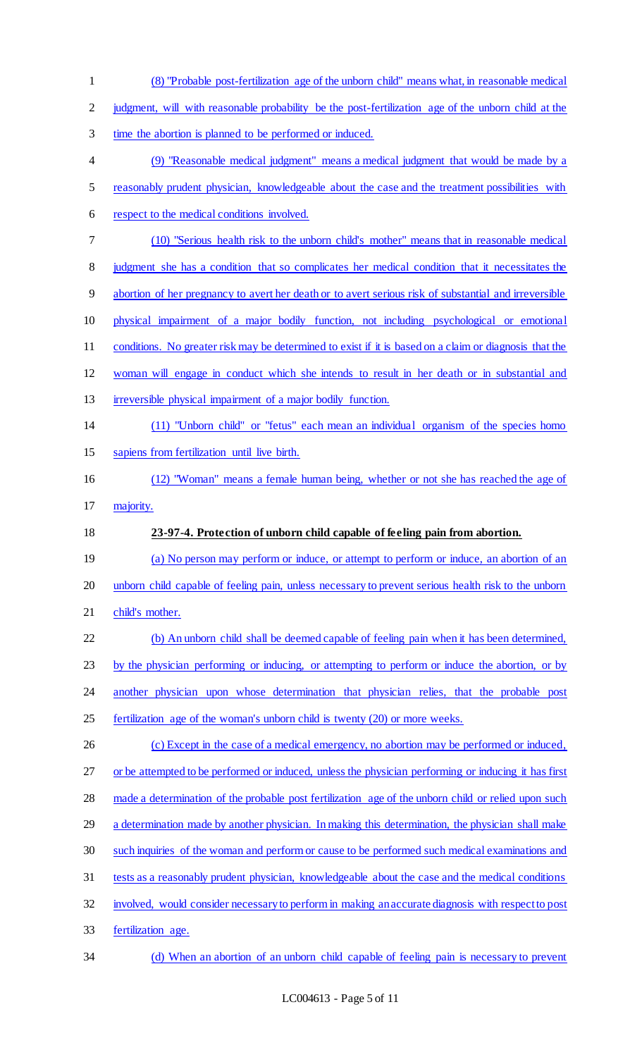(8) "Probable post-fertilization age of the unborn child" means what, in reasonable medical judgment, will with reasonable probability be the post-fertilization age of the unborn child at the time the abortion is planned to be performed or induced.

(9) "Reasonable medical judgment" means a medical judgment that would be made by a reasonably prudent physician, knowledgeable about the case and the treatment possibilities with respect to the medical conditions involved.

(10) "Serious health risk to the unborn child's mother" means that in reasonable medical judgment she has a condition that so complicates her medical condition that it necessitates the abortion of her pregnancy to avert her death or to avert serious risk of substantial and irreversible physical impairment of a major bodily function, not including psychological or emotional conditions. No greater risk may be determined to exist if it is based on a claim or diagnosis that the woman will engage in conduct which she intends to result in her death or in substantial and irreversible physical impairment of a major bodily function.

(11) "Unborn child" or "fetus" each mean an individual organism of the species homo sapiens from fertilization until live birth.

(12) "Woman" means a female human being, whether or not she has reached the age of majority.

**23-97-4. Protection of unborn child capable of feeling pain from abortion.**

(a) No person may perform or induce, or attempt to perform or induce, an abortion of an unborn child capable of feeling pain, unless necessary to prevent serious health risk to the unborn child's mother.

(b) An unborn child shall be deemed capable of feeling pain when it has been determined, by the physician performing or inducing, or attempting to perform or induce the abortion, or by another physician upon whose determination that physician relies, that the probable post fertilization age of the woman's unborn child is twenty (20) or more weeks.

(c) Except in the case of a medical emergency, no abortion may be performed or induced, or be attempted to be performed or induced, unless the physician performing or inducing it has first made a determination of the probable post fertilization age of the unborn child or relied upon such a determination made by another physician. In making this determination, the physician shall make such inquiries of the woman and perform or cause to be performed such medical examinations and tests as a reasonably prudent physician, knowledgeable about the case and the medical conditions involved, would consider necessary to perform in making an accurate diagnosis with respect to post fertilization age.

(d) When an abortion of an unborn child capable of feeling pain is necessary to prevent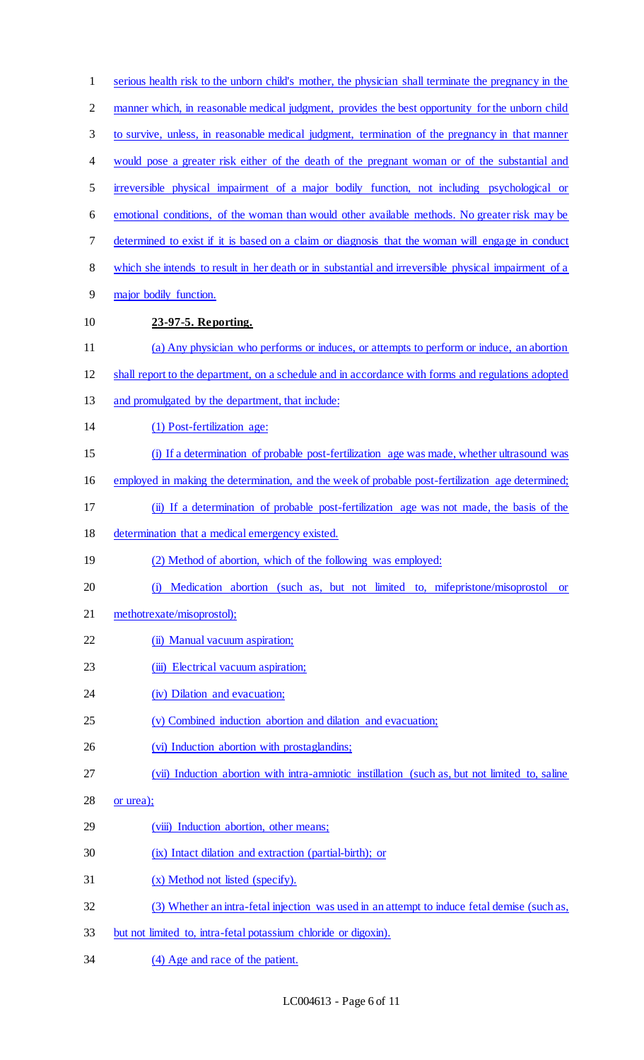serious health risk to the unborn child's mother, the physician shall terminate the pregnancy in the manner which, in reasonable medical judgment, provides the best opportunity for the unborn child to survive, unless, in reasonable medical judgment, termination of the pregnancy in that manner would pose a greater risk either of the death of the pregnant woman or of the substantial and irreversible physical impairment of a major bodily function, not including psychological or emotional conditions, of the woman than would other available methods. No greater risk may be determined to exist if it is based on a claim or diagnosis that the woman will engage in conduct which she intends to result in her death or in substantial and irreversible physical impairment of a major bodily function.

**23-97-5. Reporting.**

(a) Any physician who performs or induces, or attempts to perform or induce, an abortion shall report to the department, on a schedule and in accordance with forms and regulations adopted and promulgated by the department, that include:

(1) Post-fertilization age:

(i) If a determination of probable post-fertilization age was made, whether ultrasound was employed in making the determination, and the week of probable post-fertilization age determined;

(ii) If a determination of probable post-fertilization age was not made, the basis of the determination that a medical emergency existed.

(2) Method of abortion, which of the following was employed:

(i) Medication abortion (such as, but not limited to, mifepristone/misoprostol or methotrexate/misoprostol);

(ii) Manual vacuum aspiration;

(iii) Electrical vacuum aspiration;

(iv) Dilation and evacuation;

(v) Combined induction abortion and dilation and evacuation;

(vi) Induction abortion with prostaglandins;

(vii) Induction abortion with intra-amniotic instillation (such as, but not limited to, saline or urea);

(viii) Induction abortion, other means;

(ix) Intact dilation and extraction (partial-birth); or

(x) Method not listed (specify).

(3) Whether an intra-fetal injection was used in an attempt to induce fetal demise (such as, but not limited to, intra-fetal potassium chloride or digoxin).

(4) Age and race of the patient.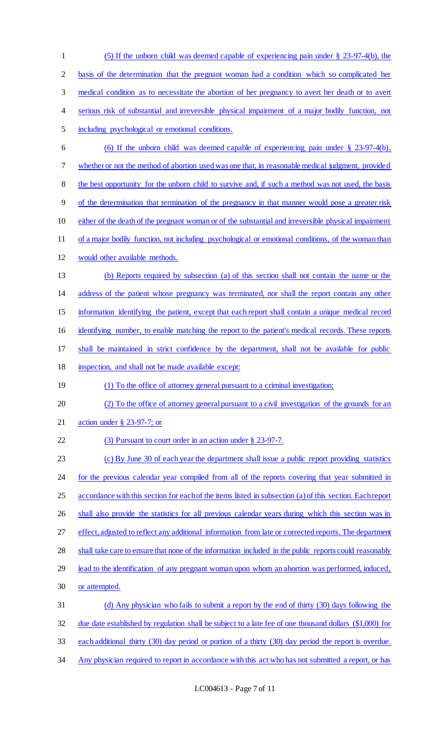(5) If the unborn child was deemed capable of experiencing pain under § 23-97-4(b), the basis of the determination that the pregnant woman had a condition which so complicated her medical condition as to necessitate the abortion of her pregnancy to avert her death or to avert serious risk of substantial and irreversible physical impairment of a major bodily function, not including psychological or emotional conditions.

(6) If the unborn child was deemed capable of experiencing pain under § 23-97-4(b), whether or not the method of abortion used was one that, in reasonable medical judgment, provided the best opportunity for the unborn child to survive and, if such a method was not used, the basis of the determination that termination of the pregnancy in that manner would pose a greater risk either of the death of the pregnant woman or of the substantial and irreversible physical impairment of a major bodily function, not including psychological or emotional conditions, of the woman than would other available methods.

(b) Reports required by subsection (a) of this section shall not contain the name or the address of the patient whose pregnancy was terminated, nor shall the report contain any other information identifying the patient, except that each report shall contain a unique medical record identifying number, to enable matching the report to the patient's medical records. These reports shall be maintained in strict confidence by the department, shall not be available for public inspection, and shall not be made available except:

(1) To the office of attorney general pursuant to a criminal investigation;

(2) To the office of attorney general pursuant to a civil investigation of the grounds for an action under § 23-97-7; or

(3) Pursuant to court order in an action under § 23-97-7.

(c) By June 30 of each year the department shall issue a public report providing statistics for the previous calendar year compiled from all of the reports covering that year submitted in accordance with this section for each of the items listed in subsection (a) of this section. Each report shall also provide the statistics for all previous calendar years during which this section was in effect, adjusted to reflect any additional information from late or corrected reports. The department shall take care to ensure that none of the information included in the public reports could reasonably lead to the identification of any pregnant woman upon whom an abortion was performed, induced, or attempted.

(d) Any physician who fails to submit a report by the end of thirty (30) days following the due date established by regulation shall be subject to a late fee of one thousand dollars ($1,000) for each additional thirty (30) day period or portion of a thirty (30) day period the report is overdue. Any physician required to report in accordance with this act who has not submitted a report, or has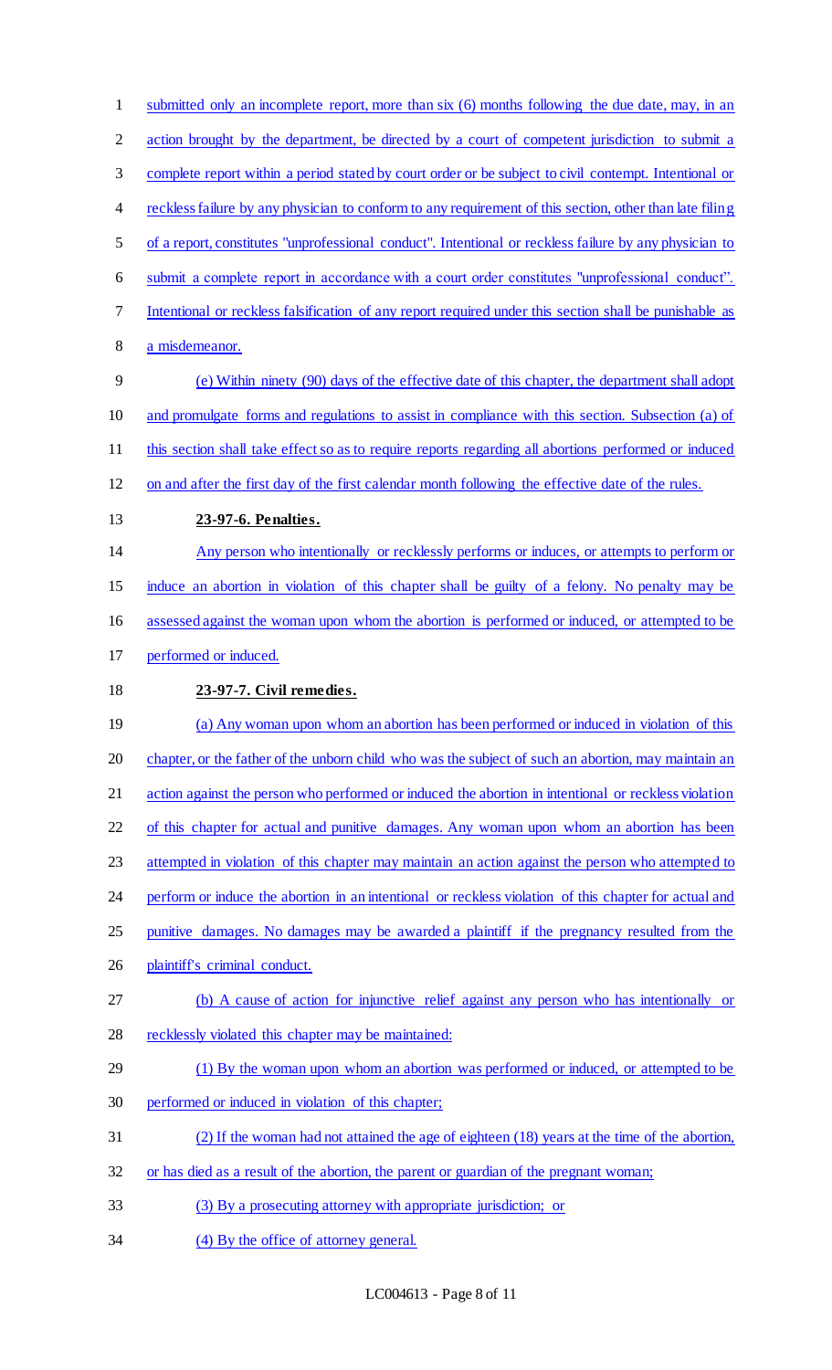submitted only an incomplete report, more than six (6) months following the due date, may, in an action brought by the department, be directed by a court of competent jurisdiction to submit a complete report within a period stated by court order or be subject to civil contempt. Intentional or reckless failure by any physician to conform to any requirement of this section, other than late filing of a report, constitutes "unprofessional conduct". Intentional or reckless failure by any physician to submit a complete report in accordance with a court order constitutes "unprofessional conduct". Intentional or reckless falsification of any report required under this section shall be punishable as a misdemeanor.

(e) Within ninety (90) days of the effective date of this chapter, the department shall adopt and promulgate forms and regulations to assist in compliance with this section. Subsection (a) of this section shall take effect so as to require reports regarding all abortions performed or induced on and after the first day of the first calendar month following the effective date of the rules.

**23-97-6. Penalties.**

Any person who intentionally or recklessly performs or induces, or attempts to perform or induce an abortion in violation of this chapter shall be guilty of a felony. No penalty may be assessed against the woman upon whom the abortion is performed or induced, or attempted to be performed or induced.

**23-97-7. Civil remedies.**

(a) Any woman upon whom an abortion has been performed or induced in violation of this chapter, or the father of the unborn child who was the subject of such an abortion, may maintain an action against the person who performed or induced the abortion in intentional or reckless violation of this chapter for actual and punitive damages. Any woman upon whom an abortion has been attempted in violation of this chapter may maintain an action against the person who attempted to perform or induce the abortion in an intentional or reckless violation of this chapter for actual and punitive damages. No damages may be awarded a plaintiff if the pregnancy resulted from the plaintiff's criminal conduct.

(b) A cause of action for injunctive relief against any person who has intentionally or recklessly violated this chapter may be maintained:

(1) By the woman upon whom an abortion was performed or induced, or attempted to be performed or induced in violation of this chapter;

(2) If the woman had not attained the age of eighteen (18) years at the time of the abortion, or has died as a result of the abortion, the parent or guardian of the pregnant woman;

(3) By a prosecuting attorney with appropriate jurisdiction; or

(4) By the office of attorney general.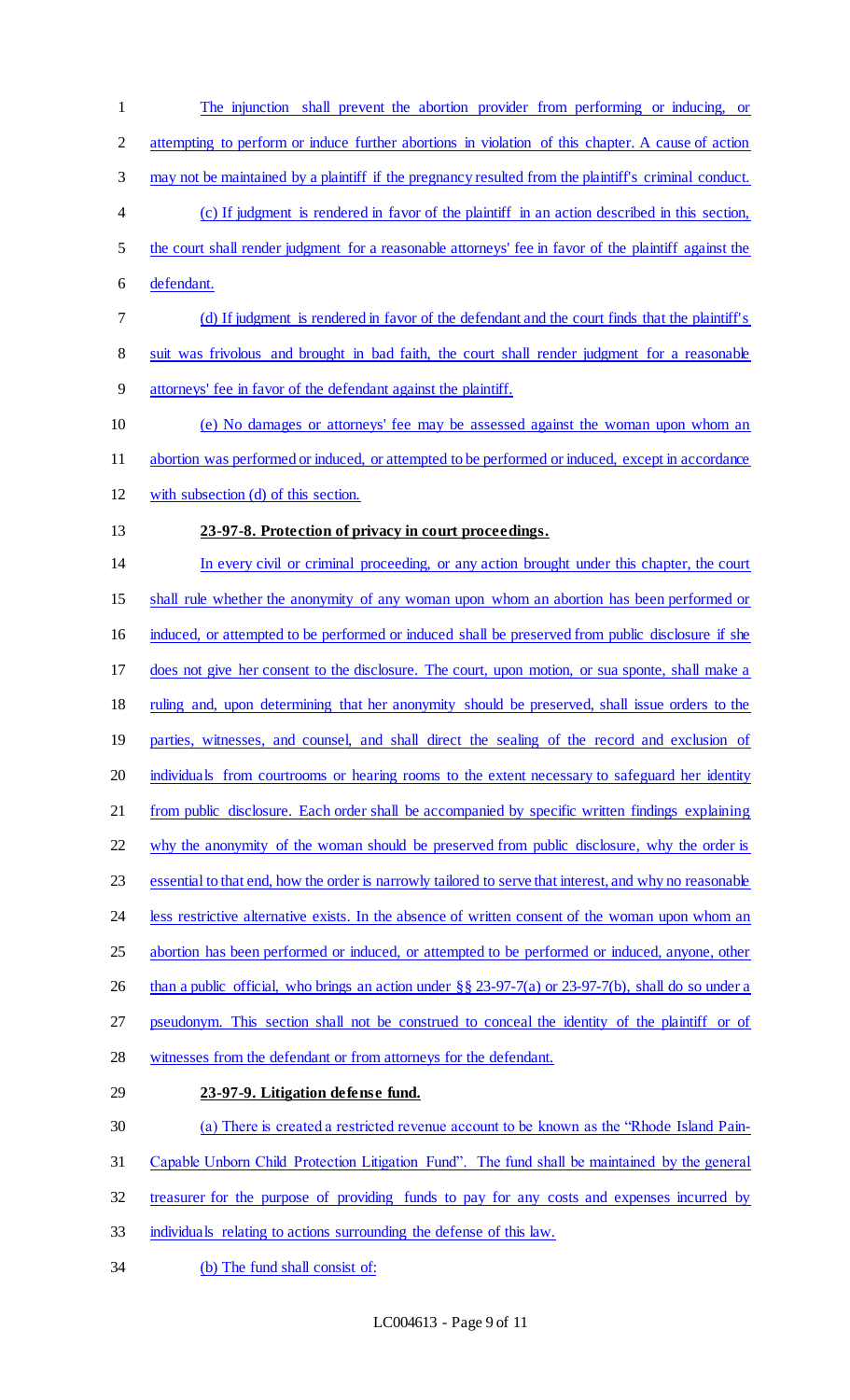The injunction shall prevent the abortion provider from performing or inducing, or attempting to perform or induce further abortions in violation of this chapter. A cause of action may not be maintained by a plaintiff if the pregnancy resulted from the plaintiff's criminal conduct.

(c) If judgment is rendered in favor of the plaintiff in an action described in this section, the court shall render judgment for a reasonable attorneys' fee in favor of the plaintiff against the defendant.

(d) If judgment is rendered in favor of the defendant and the court finds that the plaintiff's suit was frivolous and brought in bad faith, the court shall render judgment for a reasonable attorneys' fee in favor of the defendant against the plaintiff.

(e) No damages or attorneys' fee may be assessed against the woman upon whom an abortion was performed or induced, or attempted to be performed or induced, except in accordance with subsection (d) of this section.

**23-97-8. Protection of privacy in court proceedings.**

In every civil or criminal proceeding, or any action brought under this chapter, the court shall rule whether the anonymity of any woman upon whom an abortion has been performed or induced, or attempted to be performed or induced shall be preserved from public disclosure if she does not give her consent to the disclosure. The court, upon motion, or sua sponte, shall make a ruling and, upon determining that her anonymity should be preserved, shall issue orders to the parties, witnesses, and counsel, and shall direct the sealing of the record and exclusion of individuals from courtrooms or hearing rooms to the extent necessary to safeguard her identity from public disclosure. Each order shall be accompanied by specific written findings explaining why the anonymity of the woman should be preserved from public disclosure, why the order is essential to that end, how the order is narrowly tailored to serve that interest, and why no reasonable less restrictive alternative exists. In the absence of written consent of the woman upon whom an abortion has been performed or induced, or attempted to be performed or induced, anyone, other than a public official, who brings an action under §§ 23-97-7(a) or 23-97-7(b), shall do so under a pseudonym. This section shall not be construed to conceal the identity of the plaintiff or of witnesses from the defendant or from attorneys for the defendant.

**23-97-9. Litigation defense fund.**

(a) There is created a restricted revenue account to be known as the "Rhode Island Pain-Capable Unborn Child Protection Litigation Fund". The fund shall be maintained by the general treasurer for the purpose of providing funds to pay for any costs and expenses incurred by individuals relating to actions surrounding the defense of this law.

(b) The fund shall consist of: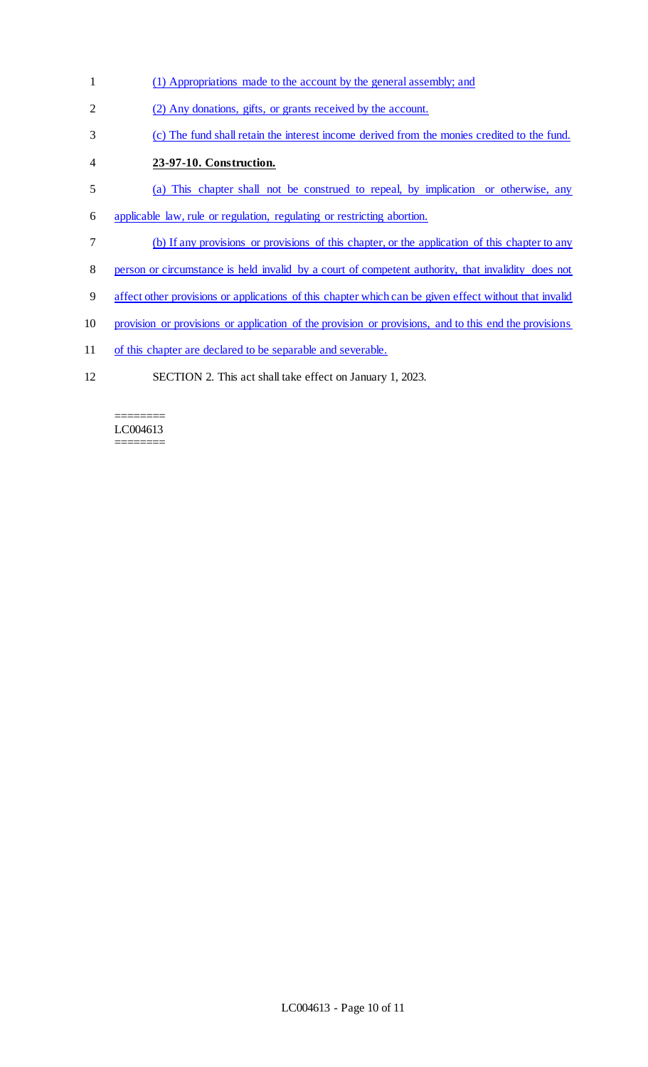(1) Appropriations made to the account by the general assembly; and

(2) Any donations, gifts, or grants received by the account.

(c) The fund shall retain the interest income derived from the monies credited to the fund.

**23-97-10. Construction.**

(a) This chapter shall not be construed to repeal, by implication or otherwise, any applicable law, rule or regulation, regulating or restricting abortion.

(b) If any provisions or provisions of this chapter, or the application of this chapter to any person or circumstance is held invalid by a court of competent authority, that invalidity does not affect other provisions or applications of this chapter which can be given effect without that invalid provision or provisions or application of the provision or provisions, and to this end the provisions of this chapter are declared to be separable and severable.

SECTION 2. This act shall take effect on January 1, 2023.

========
LC004613
========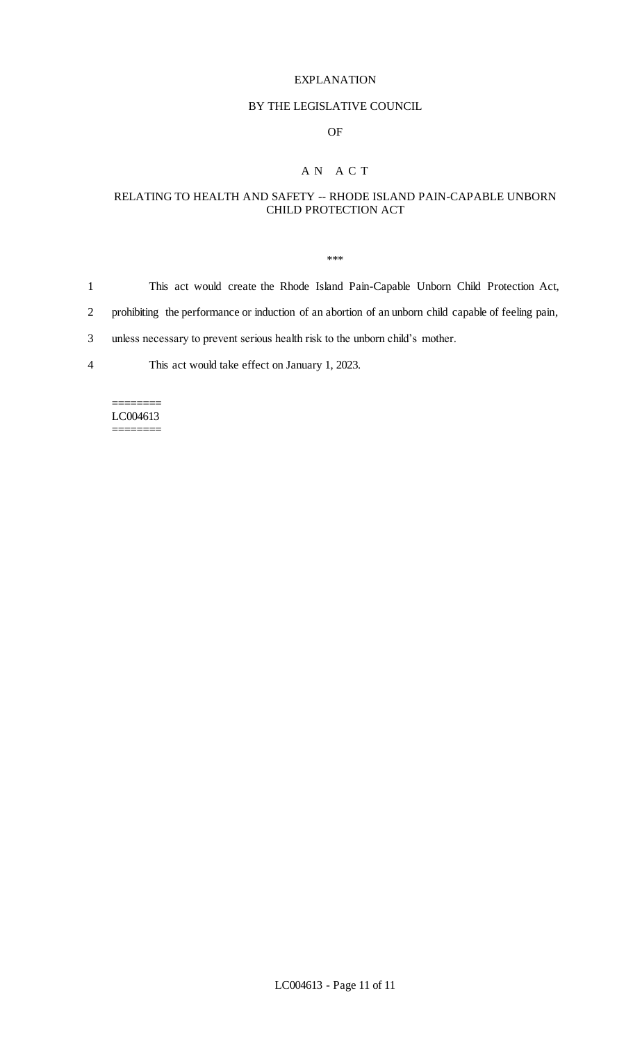EXPLANATION

BY THE LEGISLATIVE COUNCIL

OF

A N  A C T

RELATING TO HEALTH AND SAFETY -- RHODE ISLAND PAIN-CAPABLE UNBORN CHILD PROTECTION ACT

\*\*\*

1 This act would create the Rhode Island Pain-Capable Unborn Child Protection Act,

2 prohibiting the performance or induction of an abortion of an unborn child capable of feeling pain,

3 unless necessary to prevent serious health risk to the unborn child's mother.

4 This act would take effect on January 1, 2023.

========
LC004613
========